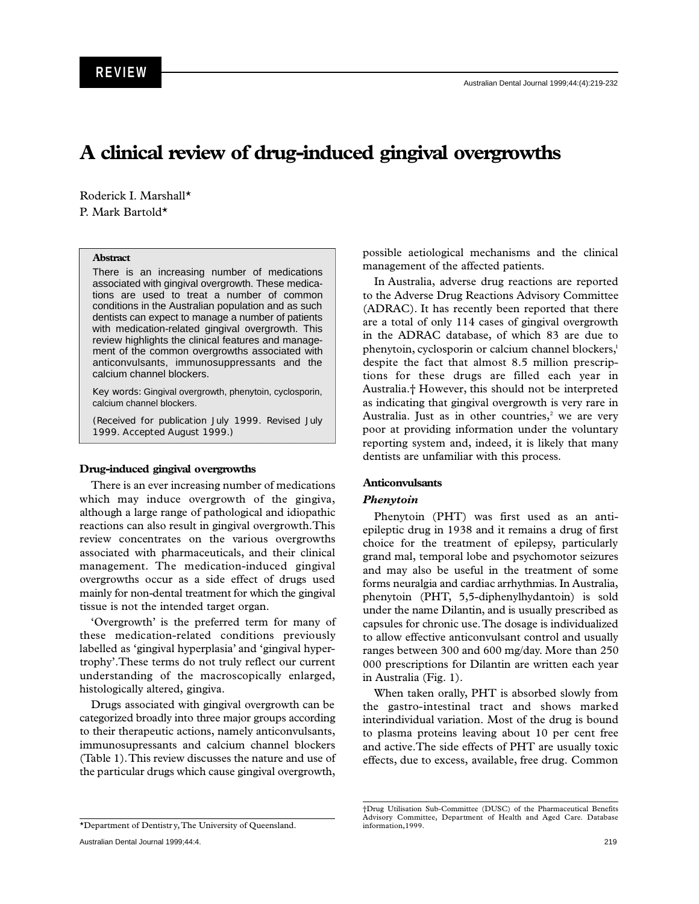REVIEW

# A clinical review of drug-induced gingival overgrowths

Roderick I. Marshall*
P. Mark Bartold*

**Abstract**

There is an increasing number of medications associated with gingival overgrowth. These medications are used to treat a number of common conditions in the Australian population and as such dentists can expect to manage a number of patients with medication-related gingival overgrowth. This review highlights the clinical features and management of the common overgrowths associated with anticonvulsants, immunosuppressants and the calcium channel blockers.

Key words: Gingival overgrowth, phenytoin, cyclosporin, calcium channel blockers.

(Received for publication July 1999. Revised July 1999. Accepted August 1999.)

## Drug-induced gingival overgrowths

There is an ever increasing number of medications which may induce overgrowth of the gingiva, although a large range of pathological and idiopathic reactions can also result in gingival overgrowth. This review concentrates on the various overgrowths associated with pharmaceuticals, and their clinical management. The medication-induced gingival overgrowths occur as a side effect of drugs used mainly for non-dental treatment for which the gingival tissue is not the intended target organ.

'Overgrowth' is the preferred term for many of these medication-related conditions previously labelled as 'gingival hyperplasia' and 'gingival hypertrophy'. These terms do not truly reflect our current understanding of the macroscopically enlarged, histologically altered, gingiva.

Drugs associated with gingival overgrowth can be categorized broadly into three major groups according to their therapeutic actions, namely anticonvulsants, immunosupressants and calcium channel blockers (Table 1). This review discusses the nature and use of the particular drugs which cause gingival overgrowth, possible aetiological mechanisms and the clinical management of the affected patients.

In Australia, adverse drug reactions are reported to the Adverse Drug Reactions Advisory Committee (ADRAC). It has recently been reported that there are a total of only 114 cases of gingival overgrowth in the ADRAC database, of which 83 are due to phenytoin, cyclosporin or calcium channel blockers,[1] despite the fact that almost 8.5 million prescriptions for these drugs are filled each year in Australia.† However, this should not be interpreted as indicating that gingival overgrowth is very rare in Australia. Just as in other countries,[2] we are very poor at providing information under the voluntary reporting system and, indeed, it is likely that many dentists are unfamiliar with this process.

## Anticonvulsants

### *Phenytoin*

Phenytoin (PHT) was first used as an anti-epileptic drug in 1938 and it remains a drug of first choice for the treatment of epilepsy, particularly grand mal, temporal lobe and psychomotor seizures and may also be useful in the treatment of some forms neuralgia and cardiac arrhythmias. In Australia, phenytoin (PHT, 5,5-diphenylhydantoin) is sold under the name Dilantin, and is usually prescribed as capsules for chronic use. The dosage is individualized to allow effective anticonvulsant control and usually ranges between 300 and 600 mg/day. More than 250 000 prescriptions for Dilantin are written each year in Australia (Fig. 1).

When taken orally, PHT is absorbed slowly from the gastro-intestinal tract and shows marked interindividual variation. Most of the drug is bound to plasma proteins leaving about 10 per cent free and active. The side effects of PHT are usually toxic effects, due to excess, available, free drug. Common

*Department of Dentistry, The University of Queensland.

†Drug Utilisation Sub-Committee (DUSC) of the Pharmaceutical Benefits Advisory Committee, Department of Health and Aged Care. Database information, 1999.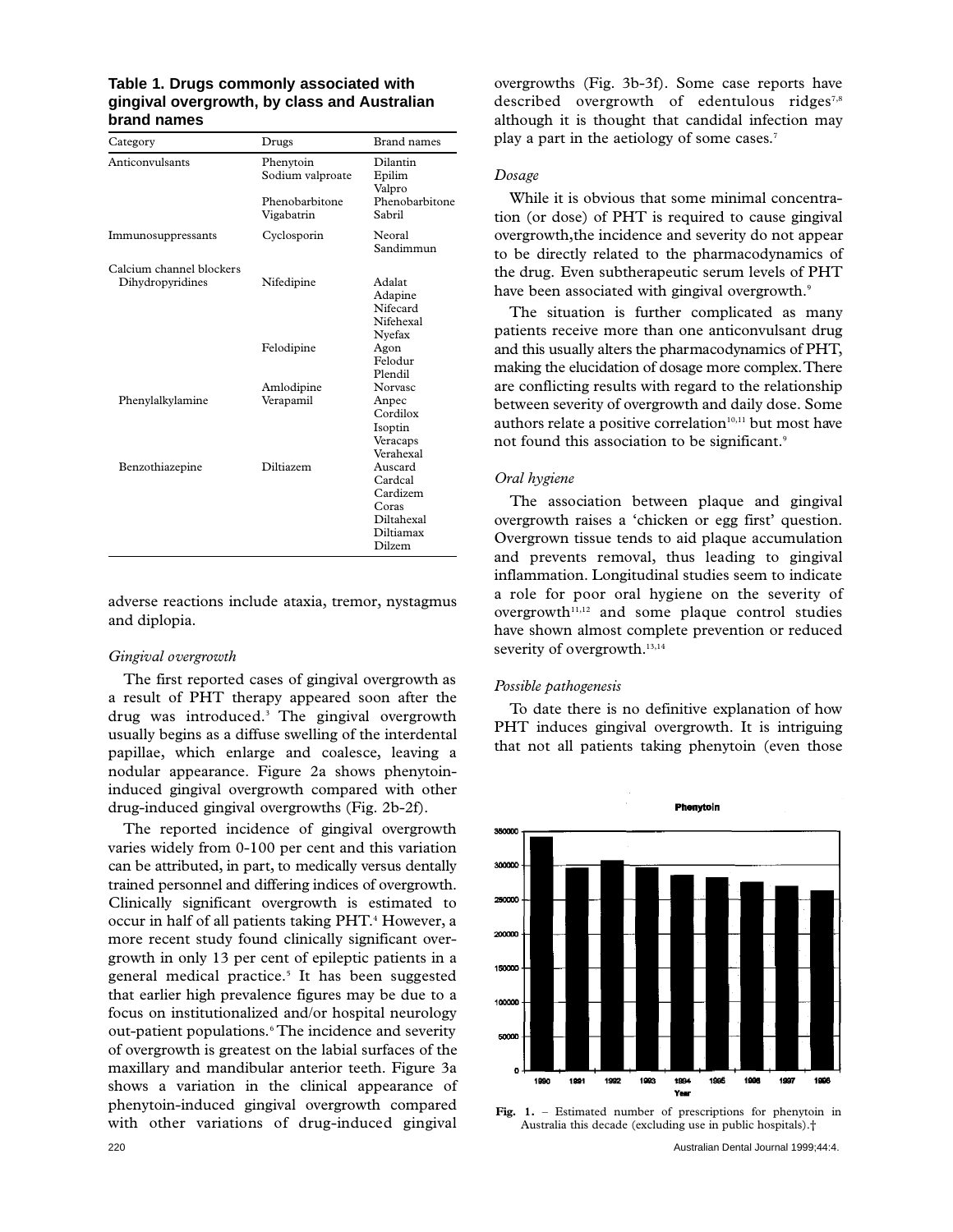**Table 1. Drugs commonly associated with gingival overgrowth, by class and Australian brand names**

| Category | Drugs | Brand names |
|---|---|---|
| Anticonvulsants | Phenytoin | Dilantin |
| | Sodium valproate | Epilim |
| | | Valpro |
| | Phenobarbitone | Phenobarbitone |
| | Vigabatrin | Sabril |
| Immunosuppressants | Cyclosporin | Neoral |
| | | Sandimmun |
| Calcium channel blockers | | |
| Dihydropyridines | Nifedipine | Adalat |
| | | Adapine |
| | | Nifecard |
| | | Nifehexal |
| | | Nyefax |
| | Felodipine | Agon |
| | | Felodur |
| | | Plendil |
| | Amlodipine | Norvasc |
| Phenylalkylamine | Verapamil | Anpec |
| | | Cordilox |
| | | Isoptin |
| | | Veracaps |
| | | Verahexal |
| Benzothiazepine | Diltiazem | Auscard |
| | | Cardcal |
| | | Cardizem |
| | | Coras |
| | | Diltahexal |
| | | Diltiamax |
| | | Dilzem |

adverse reactions include ataxia, tremor, nystagmus and diplopia.

*Gingival overgrowth*

The first reported cases of gingival overgrowth as a result of PHT therapy appeared soon after the drug was introduced.[3] The gingival overgrowth usually begins as a diffuse swelling of the interdental papillae, which enlarge and coalesce, leaving a nodular appearance. Figure 2a shows phenytoin-induced gingival overgrowth compared with other drug-induced gingival overgrowths (Fig. 2b-2f).

The reported incidence of gingival overgrowth varies widely from 0-100 per cent and this variation can be attributed, in part, to medically versus dentally trained personnel and differing indices of overgrowth. Clinically significant overgrowth is estimated to occur in half of all patients taking PHT.[4] However, a more recent study found clinically significant overgrowth in only 13 per cent of epileptic patients in a general medical practice.[5] It has been suggested that earlier high prevalence figures may be due to a focus on institutionalized and/or hospital neurology out-patient populations.[6] The incidence and severity of overgrowth is greatest on the labial surfaces of the maxillary and mandibular anterior teeth. Figure 3a shows a variation in the clinical appearance of phenytoin-induced gingival overgrowth compared with other variations of drug-induced gingival overgrowths (Fig. 3b-3f). Some case reports have described overgrowth of edentulous ridges[7,8] although it is thought that candidal infection may play a part in the aetiology of some cases.[7]

*Dosage*

While it is obvious that some minimal concentration (or dose) of PHT is required to cause gingival overgrowth,the incidence and severity do not appear to be directly related to the pharmacodynamics of the drug. Even subtherapeutic serum levels of PHT have been associated with gingival overgrowth.[9]

The situation is further complicated as many patients receive more than one anticonvulsant drug and this usually alters the pharmacodynamics of PHT, making the elucidation of dosage more complex. There are conflicting results with regard to the relationship between severity of overgrowth and daily dose. Some authors relate a positive correlation[10,11] but most have not found this association to be significant.[9]

*Oral hygiene*

The association between plaque and gingival overgrowth raises a 'chicken or egg first' question. Overgrown tissue tends to aid plaque accumulation and prevents removal, thus leading to gingival inflammation. Longitudinal studies seem to indicate a role for poor oral hygiene on the severity of overgrowth[11,12] and some plaque control studies have shown almost complete prevention or reduced severity of overgrowth.[13,14]

*Possible pathogenesis*

To date there is no definitive explanation of how PHT induces gingival overgrowth. It is intriguing that not all patients taking phenytoin (even those

**Fig. 1.** – Estimated number of prescriptions for phenytoin in Australia this decade (excluding use in public hospitals).†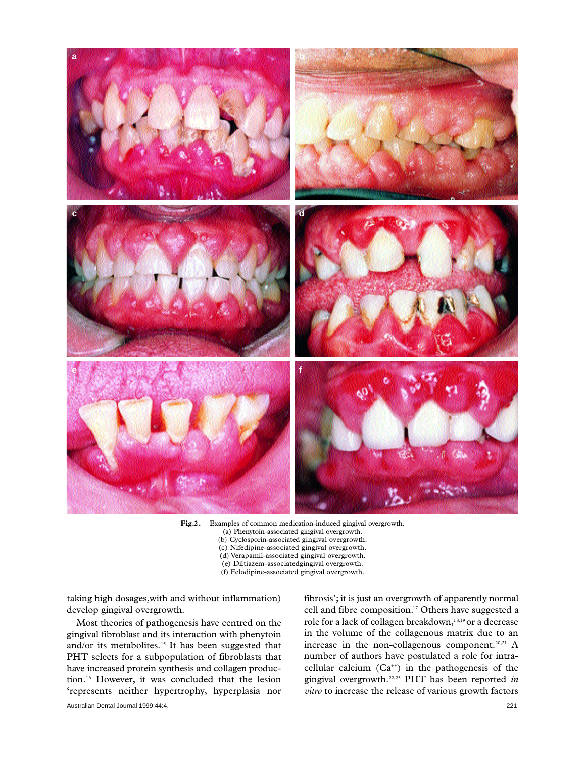Fig.2. – Examples of common medication-induced gingival overgrowth.
(a) Phenytoin-associated gingival overgrowth.
(b) Cyclosporin-associated gingival overgrowth.
(c) Nifedipine-associated gingival overgrowth.
(d) Verapamil-associated gingival overgrowth.
(e) Diltiazem-associatedgingival overgrowth.
(f) Felodipine-associated gingival overgrowth.

taking high dosages,with and without inflammation) develop gingival overgrowth.

Most theories of pathogenesis have centred on the gingival fibroblast and its interaction with phenytoin and/or its metabolites.[15] It has been suggested that PHT selects for a subpopulation of fibroblasts that have increased protein synthesis and collagen production.[16] However, it was concluded that the lesion 'represents neither hypertrophy, hyperplasia nor fibrosis'; it is just an overgrowth of apparently normal cell and fibre composition.[17] Others have suggested a role for a lack of collagen breakdown,[18,19] or a decrease in the volume of the collagenous matrix due to an increase in the non-collagenous component.[20,21] A number of authors have postulated a role for intracellular calcium ($Ca^{++}$) in the pathogenesis of the gingival overgrowth.[22,23] PHT has been reported *in vitro* to increase the release of various growth factors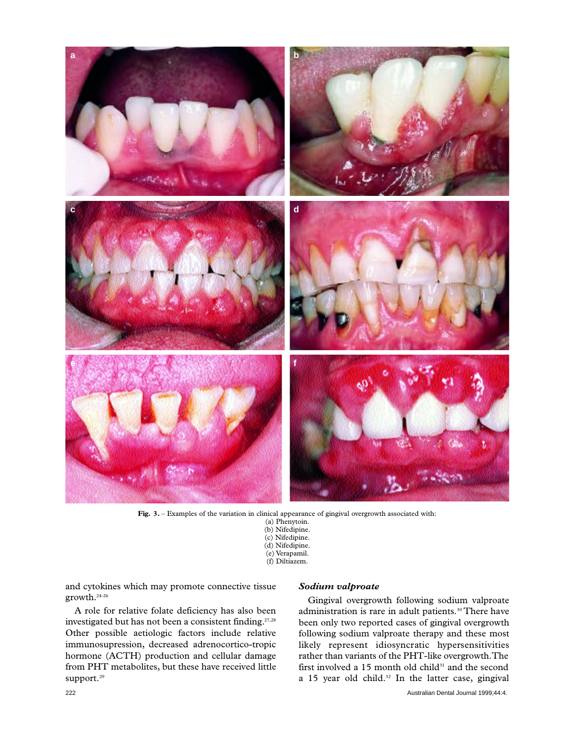**Fig. 3.** – Examples of the variation in clinical appearance of gingival overgrowth associated with:
(a) Phenytoin.
(b) Nifedipine.
(c) Nifedipine.
(d) Nifedipine.
(e) Verapamil.
(f) Diltiazem.

and cytokines which may promote connective tissue growth.[24-26]

A role for relative folate deficiency has also been investigated but has not been a consistent finding.[27,28] Other possible aetiologic factors include relative immunosupression, decreased adrenocortico-tropic hormone (ACTH) production and cellular damage from PHT metabolites, but these have received little support.[29]

### *Sodium valproate*

Gingival overgrowth following sodium valproate administration is rare in adult patients.[30] There have been only two reported cases of gingival overgrowth following sodium valproate therapy and these most likely represent idiosyncratic hypersensitivities rather than variants of the PHT-like overgrowth. The first involved a 15 month old child[31] and the second a 15 year old child.[32] In the latter case, gingival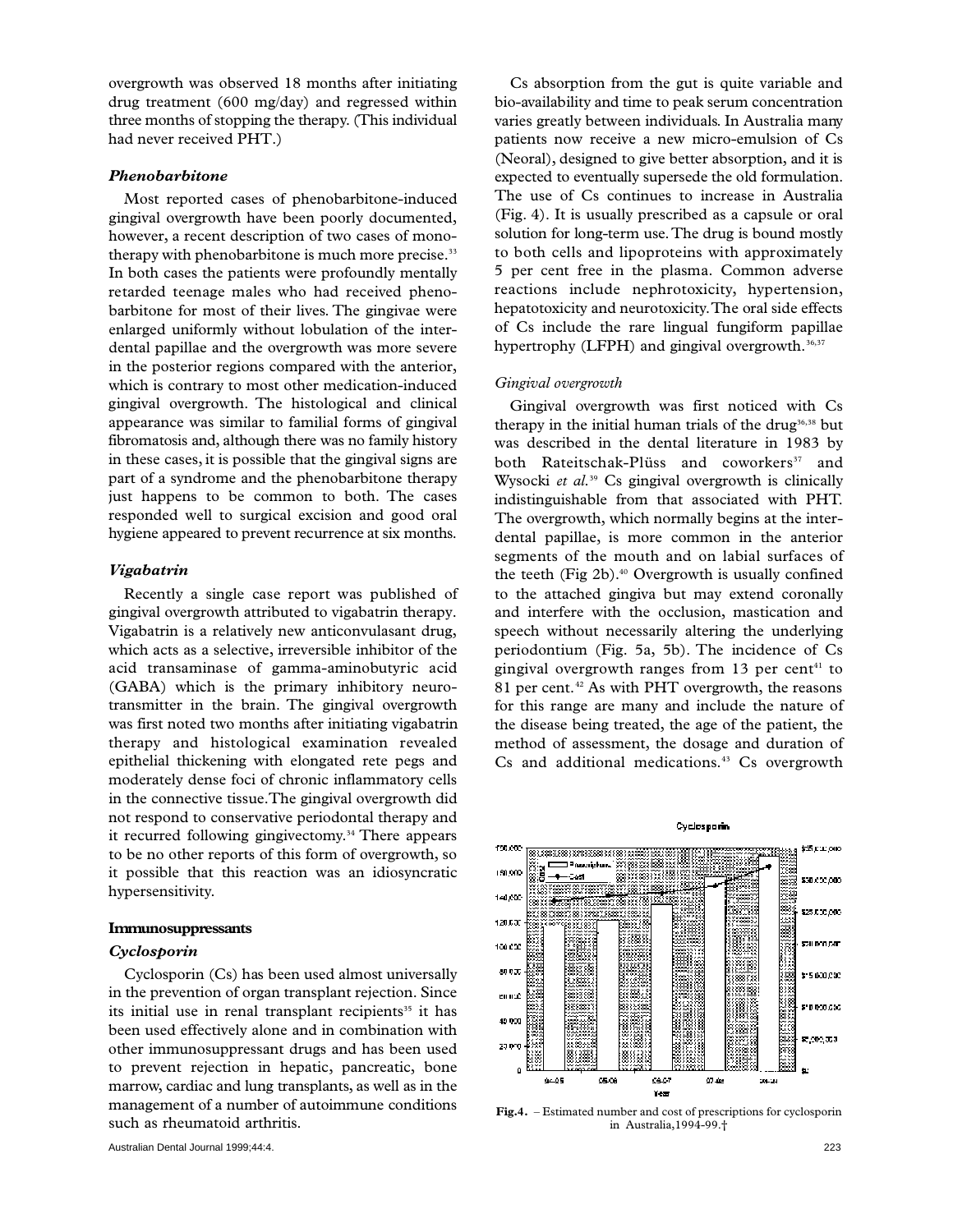overgrowth was observed 18 months after initiating drug treatment (600 mg/day) and regressed within three months of stopping the therapy. (This individual had never received PHT.)

### *Phenobarbitone*

Most reported cases of phenobarbitone-induced gingival overgrowth have been poorly documented, however, a recent description of two cases of monotherapy with phenobarbitone is much more precise.[33] In both cases the patients were profoundly mentally retarded teenage males who had received phenobarbitone for most of their lives. The gingivae were enlarged uniformly without lobulation of the interdental papillae and the overgrowth was more severe in the posterior regions compared with the anterior, which is contrary to most other medication-induced gingival overgrowth. The histological and clinical appearance was similar to familial forms of gingival fibromatosis and, although there was no family history in these cases, it is possible that the gingival signs are part of a syndrome and the phenobarbitone therapy just happens to be common to both. The cases responded well to surgical excision and good oral hygiene appeared to prevent recurrence at six months.

### *Vigabatrin*

Recently a single case report was published of gingival overgrowth attributed to vigabatrin therapy. Vigabatrin is a relatively new anticonvulasant drug, which acts as a selective, irreversible inhibitor of the acid transaminase of gamma-aminobutyric acid (GABA) which is the primary inhibitory neurotransmitter in the brain. The gingival overgrowth was first noted two months after initiating vigabatrin therapy and histological examination revealed epithelial thickening with elongated rete pegs and moderately dense foci of chronic inflammatory cells in the connective tissue. The gingival overgrowth did not respond to conservative periodontal therapy and it recurred following gingivectomy.[34] There appears to be no other reports of this form of overgrowth, so it possible that this reaction was an idiosyncratic hypersensitivity.

## Immunosuppressants

### *Cyclosporin*

Cyclosporin (Cs) has been used almost universally in the prevention of organ transplant rejection. Since its initial use in renal transplant recipients[35] it has been used effectively alone and in combination with other immunosuppressant drugs and has been used to prevent rejection in hepatic, pancreatic, bone marrow, cardiac and lung transplants, as well as in the management of a number of autoimmune conditions such as rheumatoid arthritis.

Cs absorption from the gut is quite variable and bio-availability and time to peak serum concentration varies greatly between individuals. In Australia many patients now receive a new micro-emulsion of Cs (Neoral), designed to give better absorption, and it is expected to eventually supersede the old formulation. The use of Cs continues to increase in Australia (Fig. 4). It is usually prescribed as a capsule or oral solution for long-term use. The drug is bound mostly to both cells and lipoproteins with approximately 5 per cent free in the plasma. Common adverse reactions include nephrotoxicity, hypertension, hepatotoxicity and neurotoxicity. The oral side effects of Cs include the rare lingual fungiform papillae hypertrophy (LFPH) and gingival overgrowth.[36,37]

#### *Gingival overgrowth*

Gingival overgrowth was first noticed with Cs therapy in the initial human trials of the drug[36,38] but was described in the dental literature in 1983 by both Rateitschak-Plüss and coworkers[37] and Wysocki *et al.*[39] Cs gingival overgrowth is clinically indistinguishable from that associated with PHT. The overgrowth, which normally begins at the interdental papillae, is more common in the anterior segments of the mouth and on labial surfaces of the teeth (Fig 2b).[40] Overgrowth is usually confined to the attached gingiva but may extend coronally and interfere with the occlusion, mastication and speech without necessarily altering the underlying periodontium (Fig. 5a, 5b). The incidence of Cs gingival overgrowth ranges from 13 per cent[41] to 81 per cent.[42] As with PHT overgrowth, the reasons for this range are many and include the nature of the disease being treated, the age of the patient, the method of assessment, the dosage and duration of Cs and additional medications.[43] Cs overgrowth

Cyclosporin

Prescriptions
Cost

Year

**Fig.4.** – Estimated number and cost of prescriptions for cyclosporin in Australia,1994-99.†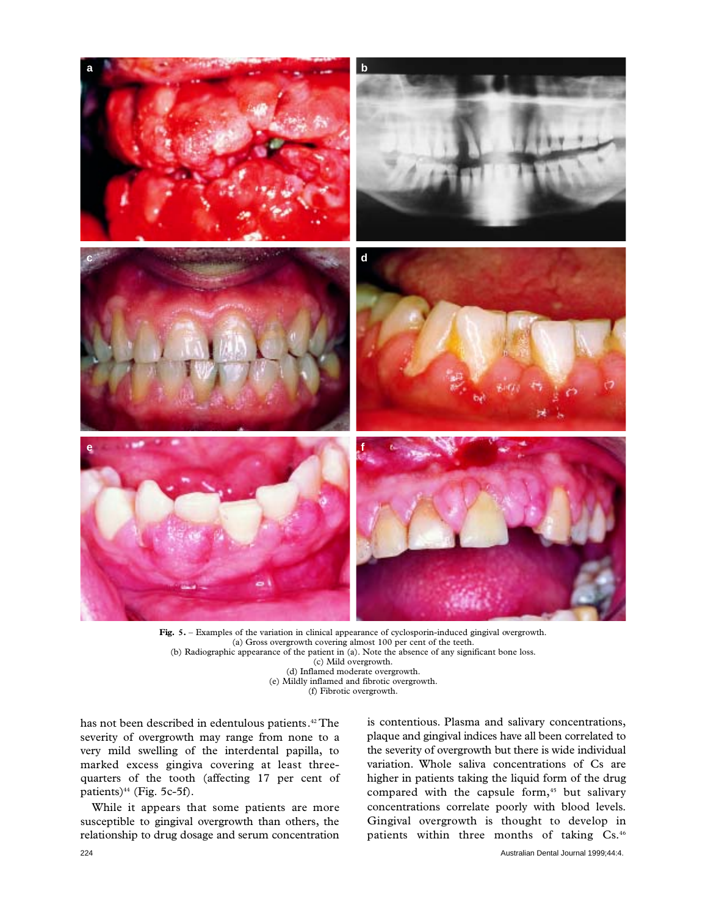Fig. 5. – Examples of the variation in clinical appearance of cyclosporin-induced gingival overgrowth.
(a) Gross overgrowth covering almost 100 per cent of the teeth.
(b) Radiographic appearance of the patient in (a). Note the absence of any significant bone loss.
(c) Mild overgrowth.
(d) Inflamed moderate overgrowth.
(e) Mildly inflamed and fibrotic overgrowth.
(f) Fibrotic overgrowth.

has not been described in edentulous patients.[42] The severity of overgrowth may range from none to a very mild swelling of the interdental papilla, to marked excess gingiva covering at least three-quarters of the tooth (affecting 17 per cent of patients)[44] (Fig. 5c-5f).

While it appears that some patients are more susceptible to gingival overgrowth than others, the relationship to drug dosage and serum concentration is contentious. Plasma and salivary concentrations, plaque and gingival indices have all been correlated to the severity of overgrowth but there is wide individual variation. Whole saliva concentrations of Cs are higher in patients taking the liquid form of the drug compared with the capsule form,[45] but salivary concentrations correlate poorly with blood levels. Gingival overgrowth is thought to develop in patients within three months of taking Cs.[46]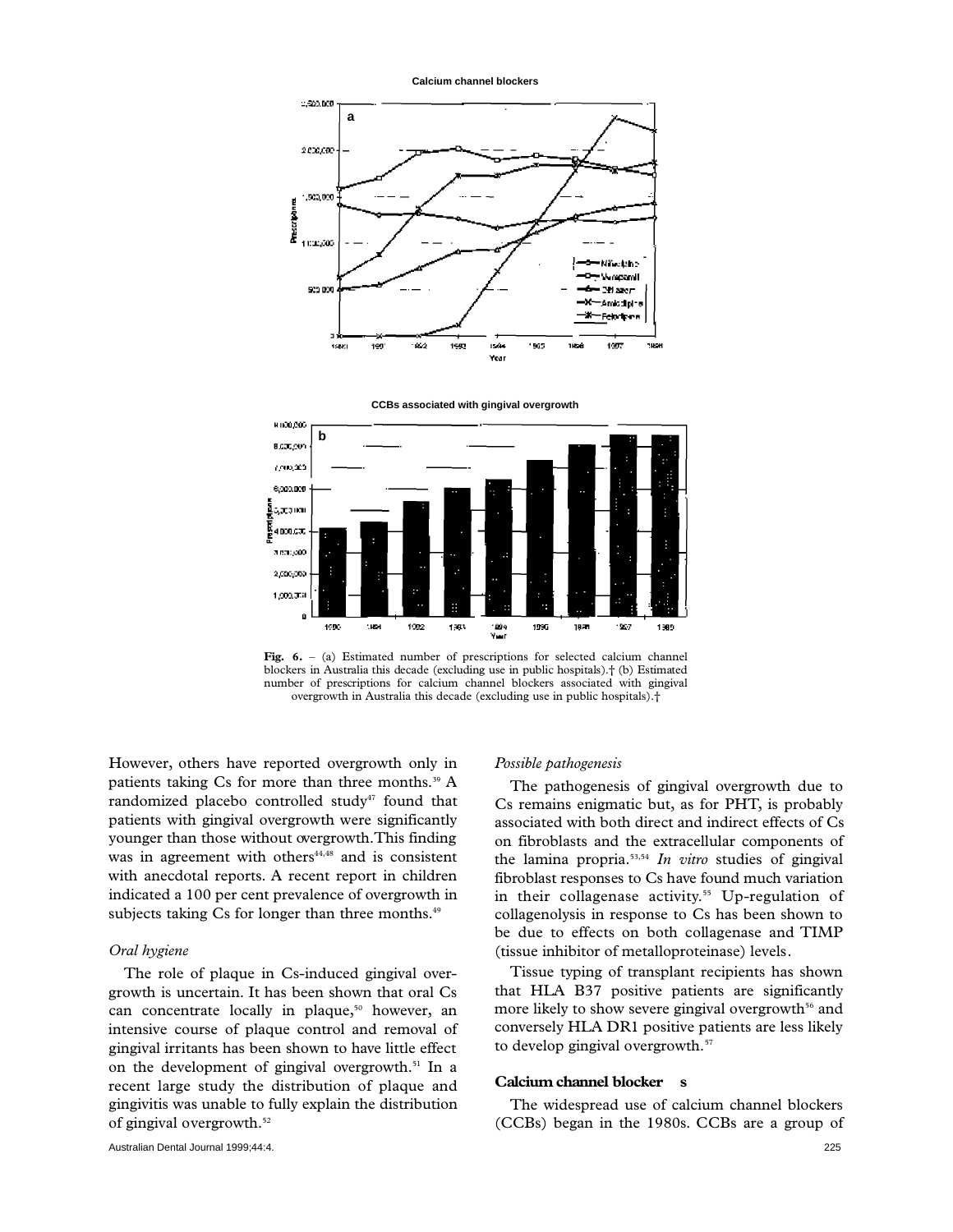**Fig. 6.** – (a) Estimated number of prescriptions for selected calcium channel blockers in Australia this decade (excluding use in public hospitals).† (b) Estimated number of prescriptions for calcium channel blockers associated with gingival overgrowth in Australia this decade (excluding use in public hospitals).†

However, others have reported overgrowth only in patients taking Cs for more than three months.[39] A randomized placebo controlled study[47] found that patients with gingival overgrowth were significantly younger than those without overgrowth. This finding was in agreement with others[44,48] and is consistent with anecdotal reports. A recent report in children indicated a 100 per cent prevalence of overgrowth in subjects taking Cs for longer than three months.[49]

*Oral hygiene*

The role of plaque in Cs-induced gingival overgrowth is uncertain. It has been shown that oral Cs can concentrate locally in plaque,[50] however, an intensive course of plaque control and removal of gingival irritants has been shown to have little effect on the development of gingival overgrowth.[51] In a recent large study the distribution of plaque and gingivitis was unable to fully explain the distribution of gingival overgrowth.[52]

*Possible pathogenesis*

The pathogenesis of gingival overgrowth due to Cs remains enigmatic but, as for PHT, is probably associated with both direct and indirect effects of Cs on fibroblasts and the extracellular components of the lamina propria.[53,54] *In vitro* studies of gingival fibroblast responses to Cs have found much variation in their collagenase activity.[55] Up-regulation of collagenolysis in response to Cs has been shown to be due to effects on both collagenase and TIMP (tissue inhibitor of metalloproteinase) levels.

Tissue typing of transplant recipients has shown that HLA B37 positive patients are significantly more likely to show severe gingival overgrowth[56] and conversely HLA DR1 positive patients are less likely to develop gingival overgrowth.[57]

## Calcium channel blockers

The widespread use of calcium channel blockers (CCBs) began in the 1980s. CCBs are a group of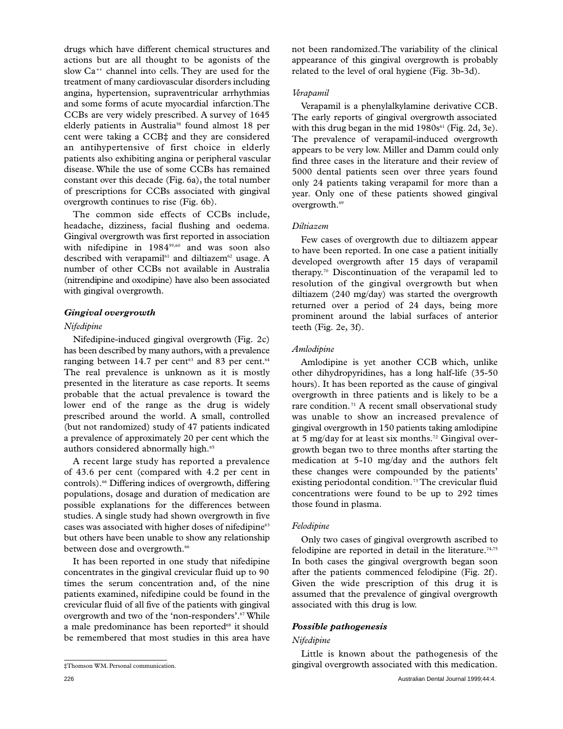drugs which have different chemical structures and actions but are all thought to be agonists of the slow $Ca^{++}$ channel into cells. They are used for the treatment of many cardiovascular disorders including angina, hypertension, supraventricular arrhythmias and some forms of acute myocardial infarction. The CCBs are very widely prescribed. A survey of 1645 elderly patients in Australia[58] found almost 18 per cent were taking a CCB‡ and they are considered an antihypertensive of first choice in elderly patients also exhibiting angina or peripheral vascular disease. While the use of some CCBs has remained constant over this decade (Fig. 6a), the total number of prescriptions for CCBs associated with gingival overgrowth continues to rise (Fig. 6b).

The common side effects of CCBs include, headache, dizziness, facial flushing and oedema. Gingival overgrowth was first reported in association with nifedipine in 1984[59,60] and was soon also described with verapamil[61] and diltiazem[62] usage. A number of other CCBs not available in Australia (nitrendipine and oxodipine) have also been associated with gingival overgrowth.

### Gingival overgrowth

#### *Nifedipine*

Nifedipine-induced gingival overgrowth (Fig. 2c) has been described by many authors, with a prevalence ranging between 14.7 per cent[63] and 83 per cent.[64] The real prevalence is unknown as it is mostly presented in the literature as case reports. It seems probable that the actual prevalence is toward the lower end of the range as the drug is widely prescribed around the world. A small, controlled (but not randomized) study of 47 patients indicated a prevalence of approximately 20 per cent which the authors considered abnormally high.[65]

A recent large study has reported a prevalence of 43.6 per cent (compared with 4.2 per cent in controls).[66] Differing indices of overgrowth, differing populations, dosage and duration of medication are possible explanations for the differences between studies. A single study had shown overgrowth in five cases was associated with higher doses of nifedipine[63] but others have been unable to show any relationship between dose and overgrowth.[66]

It has been reported in one study that nifedipine concentrates in the gingival crevicular fluid up to 90 times the serum concentration and, of the nine patients examined, nifedipine could be found in the crevicular fluid of all five of the patients with gingival overgrowth and two of the 'non-responders'.[67] While a male predominance has been reported[68] it should be remembered that most studies in this area have not been randomized. The variability of the clinical appearance of this gingival overgrowth is probably related to the level of oral hygiene (Fig. 3b-3d).

#### *Verapamil*

Verapamil is a phenylalkylamine derivative CCB. The early reports of gingival overgrowth associated with this drug began in the mid 1980s[61] (Fig. 2d, 3e). The prevalence of verapamil-induced overgrowth appears to be very low. Miller and Damm could only find three cases in the literature and their review of 5000 dental patients seen over three years found only 24 patients taking verapamil for more than a year. Only one of these patients showed gingival overgrowth.[69]

#### *Diltiazem*

Few cases of overgrowth due to diltiazem appear to have been reported. In one case a patient initially developed overgrowth after 15 days of verapamil therapy.[70] Discontinuation of the verapamil led to resolution of the gingival overgrowth but when diltiazem (240 mg/day) was started the overgrowth returned over a period of 24 days, being more prominent around the labial surfaces of anterior teeth (Fig. 2e, 3f).

#### *Amlodipine*

Amlodipine is yet another CCB which, unlike other dihydropyridines, has a long half-life (35-50 hours). It has been reported as the cause of gingival overgrowth in three patients and is likely to be a rare condition.[71] A recent small observational study was unable to show an increased prevalence of gingival overgrowth in 150 patients taking amlodipine at 5 mg/day for at least six months.[72] Gingival overgrowth began two to three months after starting the medication at 5-10 mg/day and the authors felt these changes were compounded by the patients' existing periodontal condition.[73] The crevicular fluid concentrations were found to be up to 292 times those found in plasma.

#### *Felodipine*

Only two cases of gingival overgrowth ascribed to felodipine are reported in detail in the literature.[74,75] In both cases the gingival overgrowth began soon after the patients commenced felodipine (Fig. 2f). Given the wide prescription of this drug it is assumed that the prevalence of gingival overgrowth associated with this drug is low.

### Possible pathogenesis

#### *Nifedipine*

Little is known about the pathogenesis of the gingival overgrowth associated with this medication.

‡Thomson WM. Personal communication.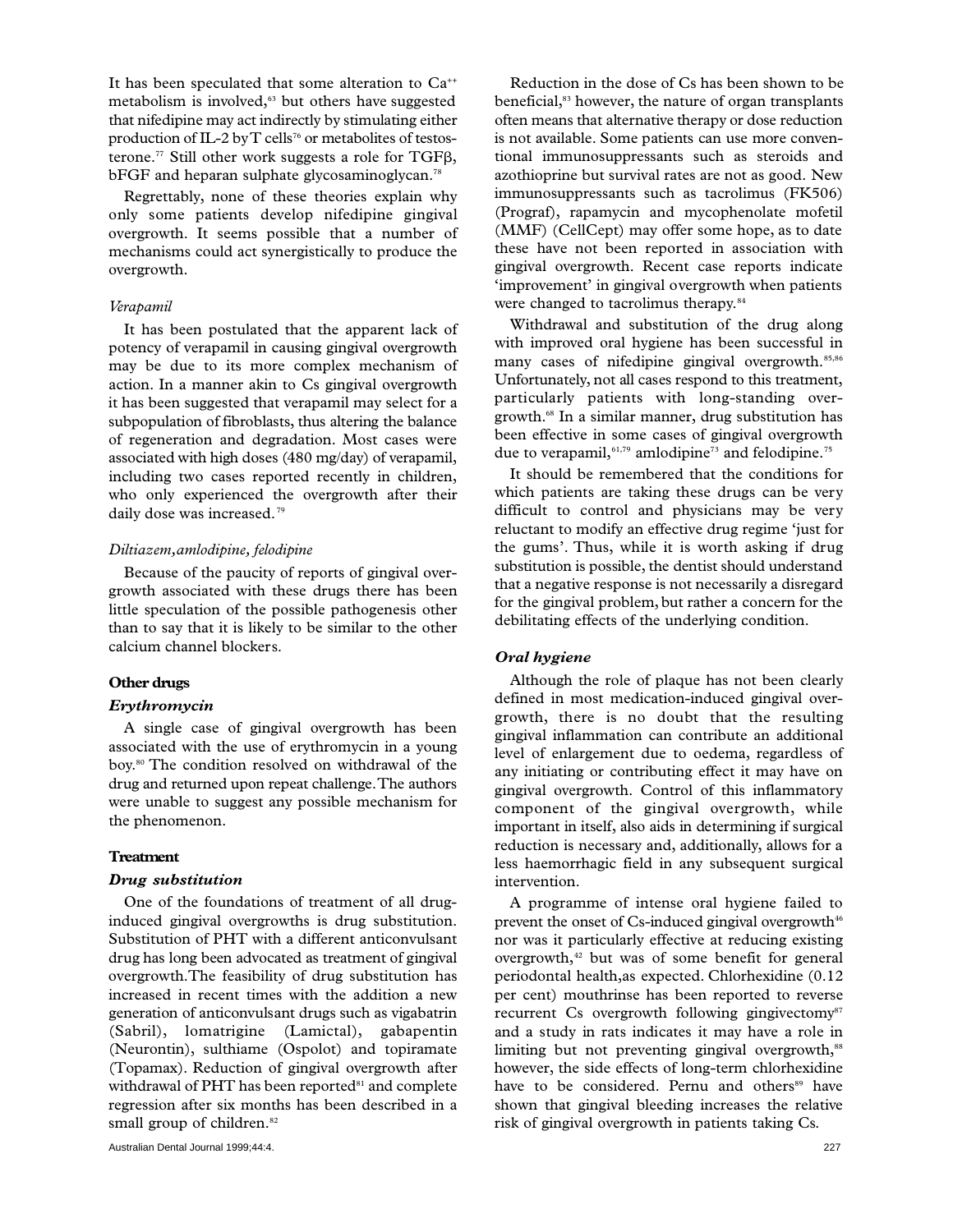It has been speculated that some alteration to $Ca^{++}$ metabolism is involved,[63] but others have suggested that nifedipine may act indirectly by stimulating either production of IL-2 by T cells[76] or metabolites of testosterone.[77] Still other work suggests a role for TGFβ, bFGF and heparan sulphate glycosaminoglycan.[78]

Regrettably, none of these theories explain why only some patients develop nifedipine gingival overgrowth. It seems possible that a number of mechanisms could act synergistically to produce the overgrowth.

*Verapamil*

It has been postulated that the apparent lack of potency of verapamil in causing gingival overgrowth may be due to its more complex mechanism of action. In a manner akin to Cs gingival overgrowth it has been suggested that verapamil may select for a subpopulation of fibroblasts, thus altering the balance of regeneration and degradation. Most cases were associated with high doses (480 mg/day) of verapamil, including two cases reported recently in children, who only experienced the overgrowth after their daily dose was increased.[79]

*Diltiazem, amlodipine, felodipine*

Because of the paucity of reports of gingival overgrowth associated with these drugs there has been little speculation of the possible pathogenesis other than to say that it is likely to be similar to the other calcium channel blockers.

## Other drugs

### *Erythromycin*

A single case of gingival overgrowth has been associated with the use of erythromycin in a young boy.[80] The condition resolved on withdrawal of the drug and returned upon repeat challenge. The authors were unable to suggest any possible mechanism for the phenomenon.

## Treatment

### *Drug substitution*

One of the foundations of treatment of all drug-induced gingival overgrowths is drug substitution. Substitution of PHT with a different anticonvulsant drug has long been advocated as treatment of gingival overgrowth. The feasibility of drug substitution has increased in recent times with the addition a new generation of anticonvulsant drugs such as vigabatrin (Sabril), lomatrigine (Lamictal), gabapentin (Neurontin), sulthiame (Ospolot) and topiramate (Topamax). Reduction of gingival overgrowth after withdrawal of PHT has been reported[81] and complete regression after six months has been described in a small group of children.[82]

Reduction in the dose of Cs has been shown to be beneficial,[83] however, the nature of organ transplants often means that alternative therapy or dose reduction is not available. Some patients can use more conventional immunosuppressants such as steroids and azothioprine but survival rates are not as good. New immunosuppressants such as tacrolimus (FK506) (Prograf), rapamycin and mycophenolate mofetil (MMF) (CellCept) may offer some hope, as to date these have not been reported in association with gingival overgrowth. Recent case reports indicate 'improvement' in gingival overgrowth when patients were changed to tacrolimus therapy.[84]

Withdrawal and substitution of the drug along with improved oral hygiene has been successful in many cases of nifedipine gingival overgrowth.[85,86] Unfortunately, not all cases respond to this treatment, particularly patients with long-standing overgrowth.[68] In a similar manner, drug substitution has been effective in some cases of gingival overgrowth due to verapamil,[61,79] amlodipine[73] and felodipine.[75]

It should be remembered that the conditions for which patients are taking these drugs can be very difficult to control and physicians may be very reluctant to modify an effective drug regime 'just for the gums'. Thus, while it is worth asking if drug substitution is possible, the dentist should understand that a negative response is not necessarily a disregard for the gingival problem, but rather a concern for the debilitating effects of the underlying condition.

### *Oral hygiene*

Although the role of plaque has not been clearly defined in most medication-induced gingival overgrowth, there is no doubt that the resulting gingival inflammation can contribute an additional level of enlargement due to oedema, regardless of any initiating or contributing effect it may have on gingival overgrowth. Control of this inflammatory component of the gingival overgrowth, while important in itself, also aids in determining if surgical reduction is necessary and, additionally, allows for a less haemorrhagic field in any subsequent surgical intervention.

A programme of intense oral hygiene failed to prevent the onset of Cs-induced gingival overgrowth[46] nor was it particularly effective at reducing existing overgrowth,[42] but was of some benefit for general periodontal health, as expected. Chlorhexidine (0.12 per cent) mouthrinse has been reported to reverse recurrent Cs overgrowth following gingivectomy[87] and a study in rats indicates it may have a role in limiting but not preventing gingival overgrowth,[88] however, the side effects of long-term chlorhexidine have to be considered. Pernu and others[89] have shown that gingival bleeding increases the relative risk of gingival overgrowth in patients taking Cs.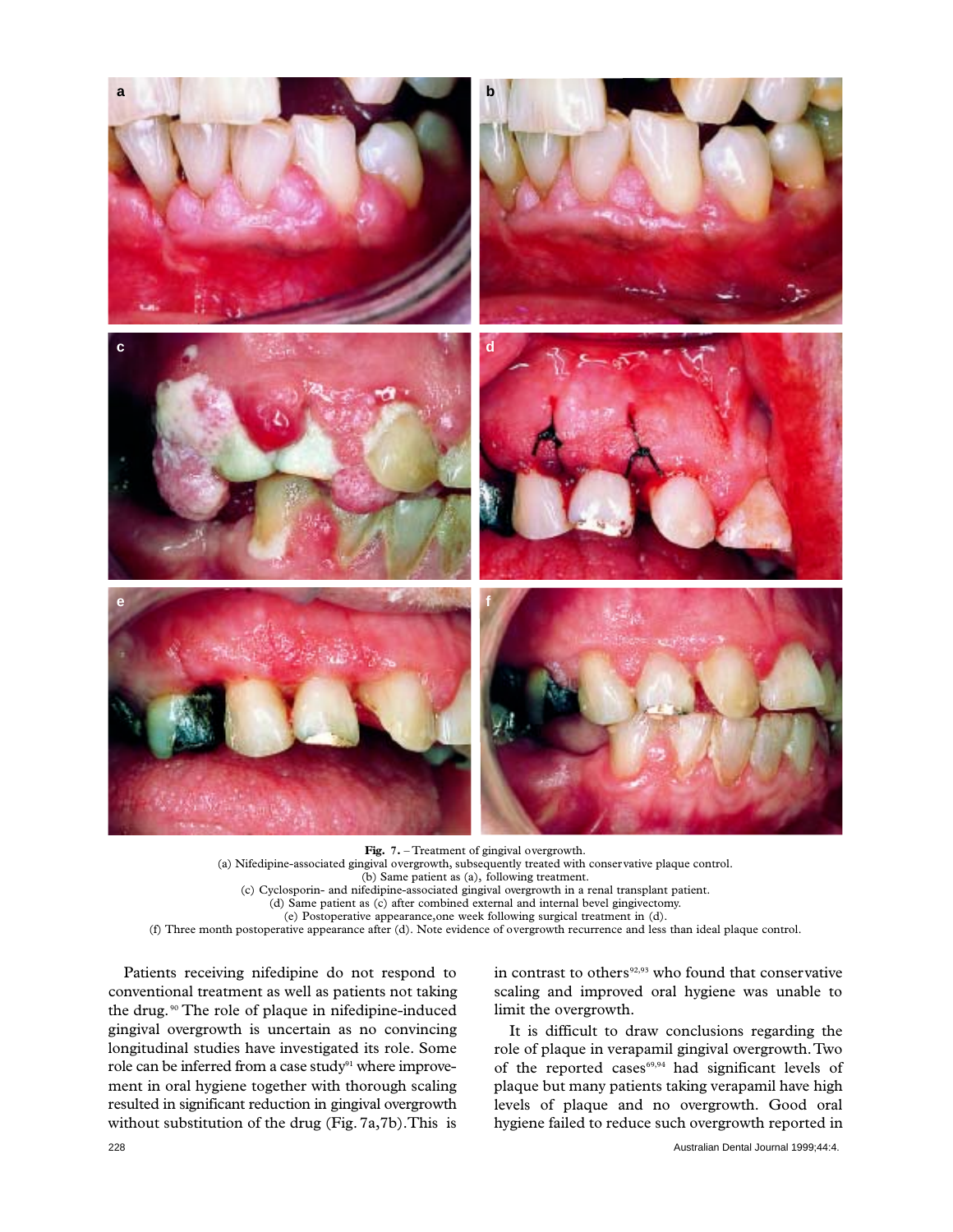**Fig. 7.** – Treatment of gingival overgrowth.
(a) Nifedipine-associated gingival overgrowth, subsequently treated with conservative plaque control.
(b) Same patient as (a), following treatment.
(c) Cyclosporin- and nifedipine-associated gingival overgrowth in a renal transplant patient.
(d) Same patient as (c) after combined external and internal bevel gingivectomy.
(e) Postoperative appearance,one week following surgical treatment in (d).
(f) Three month postoperative appearance after (d). Note evidence of overgrowth recurrence and less than ideal plaque control.

Patients receiving nifedipine do not respond to conventional treatment as well as patients not taking the drug.[90] The role of plaque in nifedipine-induced gingival overgrowth is uncertain as no convincing longitudinal studies have investigated its role. Some role can be inferred from a case study[91] where improvement in oral hygiene together with thorough scaling resulted in significant reduction in gingival overgrowth without substitution of the drug (Fig. 7a,7b). This is in contrast to others[92,93] who found that conservative scaling and improved oral hygiene was unable to limit the overgrowth.

It is difficult to draw conclusions regarding the role of plaque in verapamil gingival overgrowth. Two of the reported cases[69,94] had significant levels of plaque but many patients taking verapamil have high levels of plaque and no overgrowth. Good oral hygiene failed to reduce such overgrowth reported in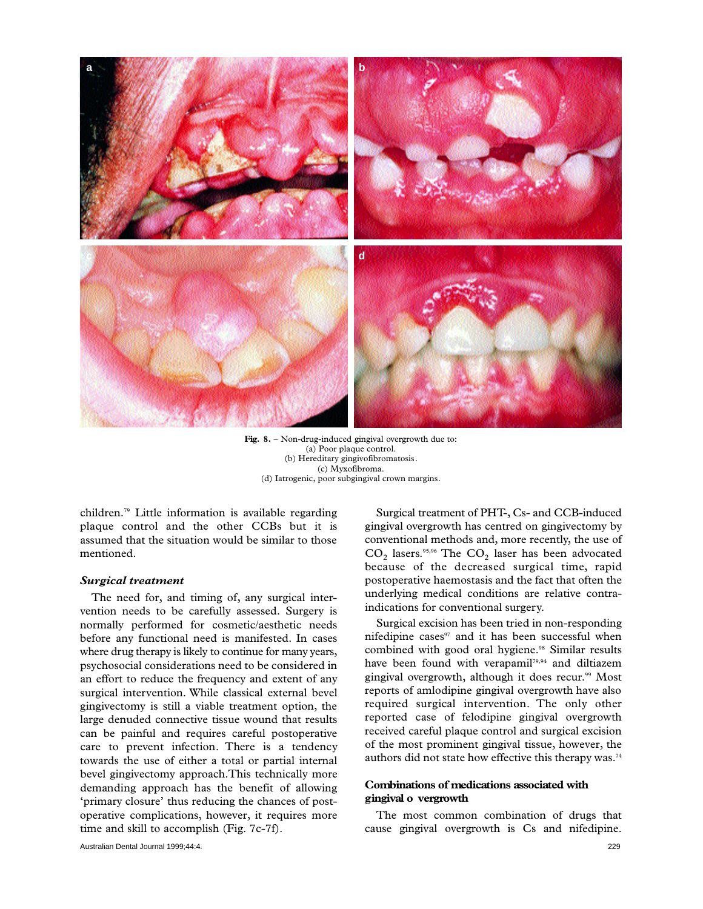Fig. 8. – Non-drug-induced gingival overgrowth due to:
(a) Poor plaque control.
(b) Hereditary gingivofibromatosis.
(c) Myxofibroma.
(d) Iatrogenic, poor subgingival crown margins.

children.[79] Little information is available regarding plaque control and the other CCBs but it is assumed that the situation would be similar to those mentioned.

### *Surgical treatment*

The need for, and timing of, any surgical intervention needs to be carefully assessed. Surgery is normally performed for cosmetic/aesthetic needs before any functional need is manifested. In cases where drug therapy is likely to continue for many years, psychosocial considerations need to be considered in an effort to reduce the frequency and extent of any surgical intervention. While classical external bevel gingivectomy is still a viable treatment option, the large denuded connective tissue wound that results can be painful and requires careful postoperative care to prevent infection. There is a tendency towards the use of either a total or partial internal bevel gingivectomy approach.This technically more demanding approach has the benefit of allowing 'primary closure' thus reducing the chances of post-operative complications, however, it requires more time and skill to accomplish (Fig. 7c-7f).

Surgical treatment of PHT-, Cs- and CCB-induced gingival overgrowth has centred on gingivectomy by conventional methods and, more recently, the use of $CO_2$ lasers.[95,96] The $CO_2$ laser has been advocated because of the decreased surgical time, rapid postoperative haemostasis and the fact that often the underlying medical conditions are relative contra-indications for conventional surgery.

Surgical excision has been tried in non-responding nifedipine cases[97] and it has been successful when combined with good oral hygiene.[98] Similar results have been found with verapamil[79,94] and diltiazem gingival overgrowth, although it does recur.[99] Most reports of amlodipine gingival overgrowth have also required surgical intervention. The only other reported case of felodipine gingival overgrowth received careful plaque control and surgical excision of the most prominent gingival tissue, however, the authors did not state how effective this therapy was.[74]

### Combinations of medications associated with gingival o vergrowth

The most common combination of drugs that cause gingival overgrowth is Cs and nifedipine.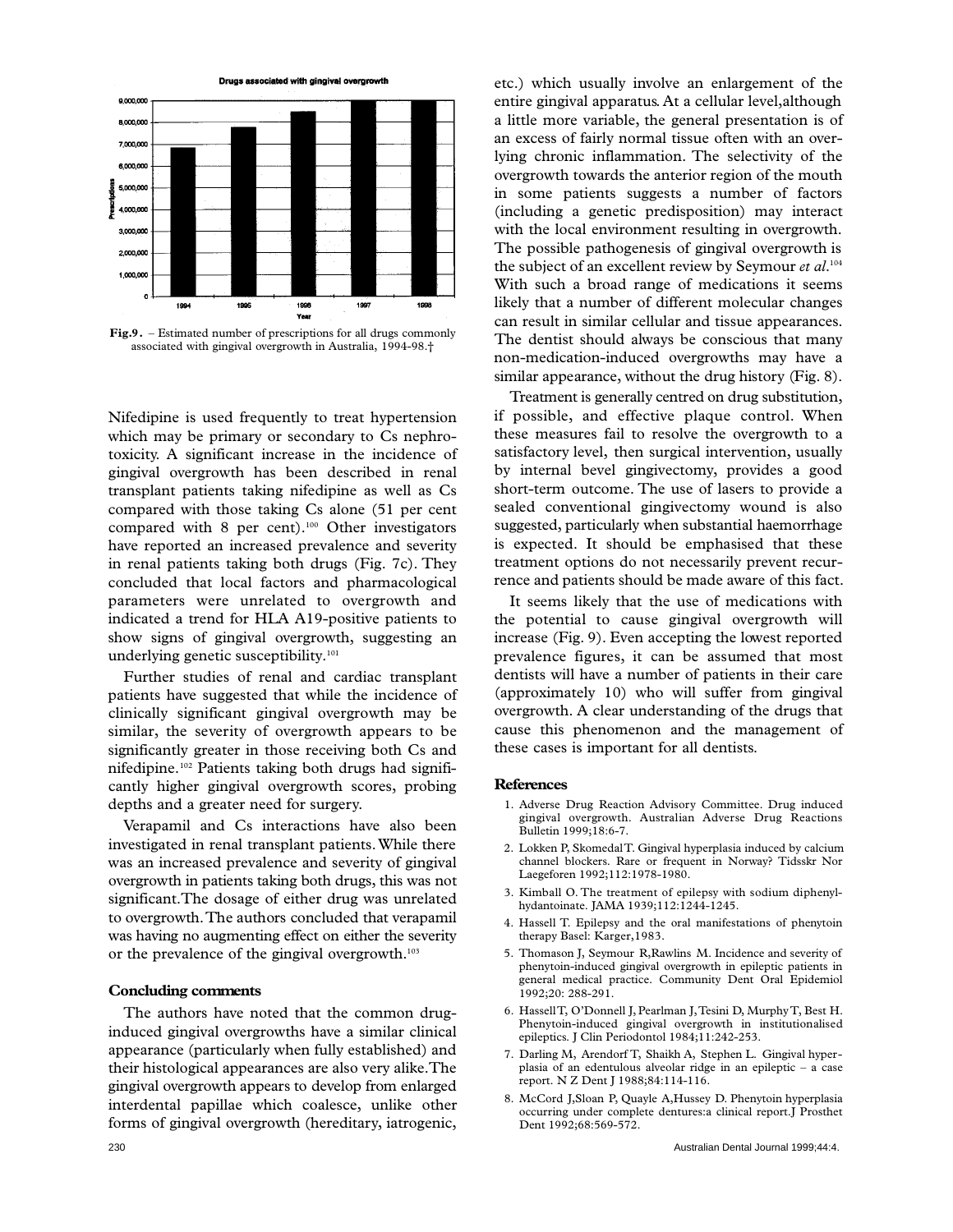Drugs associated with gingival overgrowth

9,000,000
8,000,000
7,000,000
6,000,000
5,000,000
4,000,000
3,000,000
2,000,000
1,000,000
0

Prescriptions

1994
1995
1996
1997
1998

Year

**Fig.9.** – Estimated number of prescriptions for all drugs commonly associated with gingival overgrowth in Australia, 1994-98.†

Nifedipine is used frequently to treat hypertension which may be primary or secondary to Cs nephrotoxicity. A significant increase in the incidence of gingival overgrowth has been described in renal transplant patients taking nifedipine as well as Cs compared with those taking Cs alone (51 per cent compared with 8 per cent).[100] Other investigators have reported an increased prevalence and severity in renal patients taking both drugs (Fig. 7c). They concluded that local factors and pharmacological parameters were unrelated to overgrowth and indicated a trend for HLA A19-positive patients to show signs of gingival overgrowth, suggesting an underlying genetic susceptibility.[101]

Further studies of renal and cardiac transplant patients have suggested that while the incidence of clinically significant gingival overgrowth may be similar, the severity of overgrowth appears to be significantly greater in those receiving both Cs and nifedipine.[102] Patients taking both drugs had significantly higher gingival overgrowth scores, probing depths and a greater need for surgery.

Verapamil and Cs interactions have also been investigated in renal transplant patients. While there was an increased prevalence and severity of gingival overgrowth in patients taking both drugs, this was not significant. The dosage of either drug was unrelated to overgrowth. The authors concluded that verapamil was having no augmenting effect on either the severity or the prevalence of the gingival overgrowth.[103]

## Concluding comments

The authors have noted that the common drug-induced gingival overgrowths have a similar clinical appearance (particularly when fully established) and their histological appearances are also very alike. The gingival overgrowth appears to develop from enlarged interdental papillae which coalesce, unlike other forms of gingival overgrowth (hereditary, iatrogenic, etc.) which usually involve an enlargement of the entire gingival apparatus. At a cellular level, although a little more variable, the general presentation is of an excess of fairly normal tissue often with an overlying chronic inflammation. The selectivity of the overgrowth towards the anterior region of the mouth in some patients suggests a number of factors (including a genetic predisposition) may interact with the local environment resulting in overgrowth. The possible pathogenesis of gingival overgrowth is the subject of an excellent review by Seymour *et al.*[104] With such a broad range of medications it seems likely that a number of different molecular changes can result in similar cellular and tissue appearances. The dentist should always be conscious that many non-medication-induced overgrowths may have a similar appearance, without the drug history (Fig. 8).

Treatment is generally centred on drug substitution, if possible, and effective plaque control. When these measures fail to resolve the overgrowth to a satisfactory level, then surgical intervention, usually by internal bevel gingivectomy, provides a good short-term outcome. The use of lasers to provide a sealed conventional gingivectomy wound is also suggested, particularly when substantial haemorrhage is expected. It should be emphasised that these treatment options do not necessarily prevent recurrence and patients should be made aware of this fact.

It seems likely that the use of medications with the potential to cause gingival overgrowth will increase (Fig. 9). Even accepting the lowest reported prevalence figures, it can be assumed that most dentists will have a number of patients in their care (approximately 10) who will suffer from gingival overgrowth. A clear understanding of the drugs that cause this phenomenon and the management of these cases is important for all dentists.

## References

1. Adverse Drug Reaction Advisory Committee. Drug induced gingival overgrowth. Australian Adverse Drug Reactions Bulletin 1999;18:6-7.
2. Lokken P, Skomedal T. Gingival hyperplasia induced by calcium channel blockers. Rare or frequent in Norway? Tidsskr Nor Laegeforen 1992;112:1978-1980.
3. Kimball O. The treatment of epilepsy with sodium diphenylhydantoinate. JAMA 1939;112:1244-1245.
4. Hassell T. Epilepsy and the oral manifestations of phenytoin therapy Basel: Karger,1983.
5. Thomason J, Seymour R, Rawlins M. Incidence and severity of phenytoin-induced gingival overgrowth in epileptic patients in general medical practice. Community Dent Oral Epidemiol 1992;20: 288-291.
6. Hassell T, O'Donnell J, Pearlman J, Tesini D, Murphy T, Best H. Phenytoin-induced gingival overgrowth in institutionalised epileptics. J Clin Periodontol 1984;11:242-253.
7. Darling M, Arendorf T, Shaikh A, Stephen L. Gingival hyperplasia of an edentulous alveolar ridge in an epileptic – a case report. N Z Dent J 1988;84:114-116.
8. McCord J, Sloan P, Quayle A, Hussey D. Phenytoin hyperplasia occurring under complete dentures: a clinical report. J Prosthet Dent 1992;68:569-572.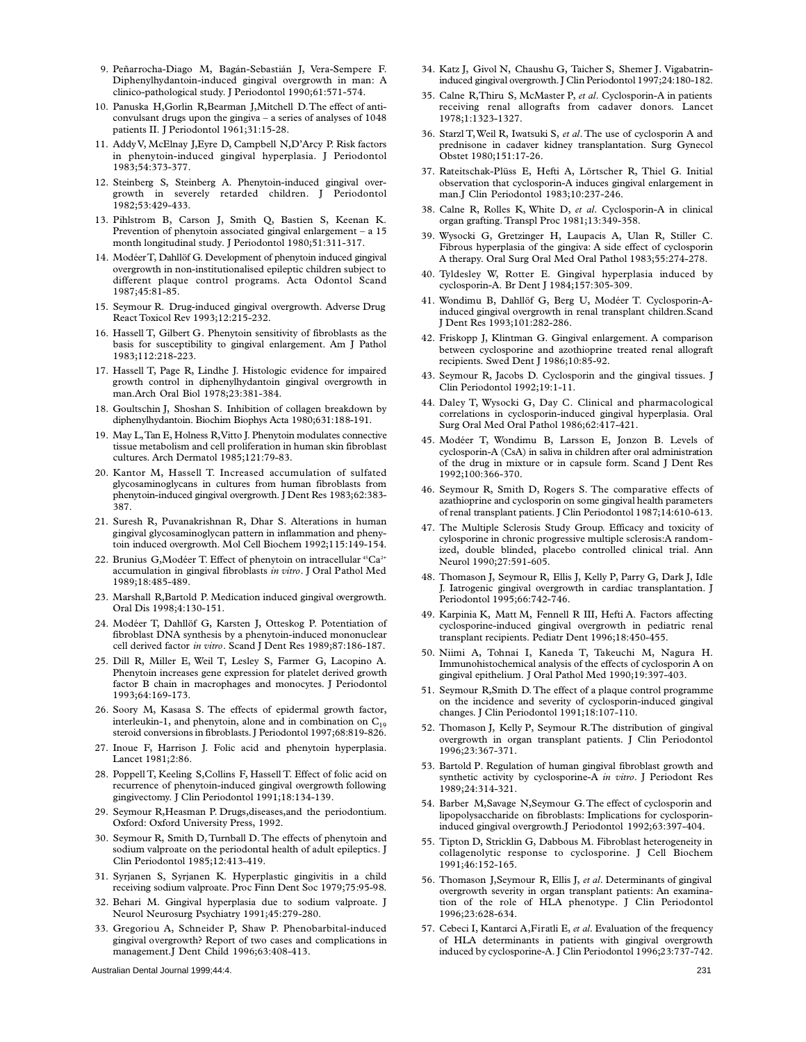9. Peñarrocha-Diago M, Bagán-Sebastián J, Vera-Sempere F. Diphenylhydantoin-induced gingival overgrowth in man: A clinico-pathological study. J Periodontol 1990;61:571-574.
10. Panuska H,Gorlin R,Bearman J,Mitchell D.The effect of anticonvulsant drugs upon the gingiva – a series of analyses of 1048 patients II. J Periodontol 1961;31:15-28.
11. Addy V, McElnay J,Eyre D, Campbell N,D'Arcy P. Risk factors in phenytoin-induced gingival hyperplasia. J Periodontol 1983;54:373-377.
12. Steinberg S, Steinberg A. Phenytoin-induced gingival overgrowth in severely retarded children. J Periodontol 1982;53:429-433.
13. Pihlstrom B, Carson J, Smith Q, Bastien S, Keenan K. Prevention of phenytoin associated gingival enlargement – a 15 month longitudinal study. J Periodontol 1980;51:311-317.
14. Modéer T, Dahllöf G. Development of phenytoin induced gingival overgrowth in non-institutionalised epileptic children subject to different plaque control programs. Acta Odontol Scand 1987;45:81-85.
15. Seymour R. Drug-induced gingival overgrowth. Adverse Drug React Toxicol Rev 1993;12:215-232.
16. Hassell T, Gilbert G. Phenytoin sensitivity of fibroblasts as the basis for susceptibility to gingival enlargement. Am J Pathol 1983;112:218-223.
17. Hassell T, Page R, Lindhe J. Histologic evidence for impaired growth control in diphenylhydantoin gingival overgrowth in man.Arch Oral Biol 1978;23:381-384.
18. Goultschin J, Shoshan S. Inhibition of collagen breakdown by diphenylhydantoin. Biochim Biophys Acta 1980;631:188-191.
19. May L,Tan E, Holness R,Vitto J. Phenytoin modulates connective tissue metabolism and cell proliferation in human skin fibroblast cultures. Arch Dermatol 1985;121:79-83.
20. Kantor M, Hassell T. Increased accumulation of sulfated glycosaminoglycans in cultures from human fibroblasts from phenytoin-induced gingival overgrowth. J Dent Res 1983;62:383-387.
21. Suresh R, Puvanakrishnan R, Dhar S. Alterations in human gingival glycosaminoglycan pattern in inflammation and phenytoin induced overgrowth. Mol Cell Biochem 1992;115:149-154.
22. Brunius G,Modéer T. Effect of phenytoin on intracellular $^{45}Ca^{2+}$ accumulation in gingival fibroblasts *in vitro*. J Oral Pathol Med 1989;18:485-489.
23. Marshall R,Bartold P. Medication induced gingival overgrowth. Oral Dis 1998;4:130-151.
24. Modéer T, Dahllöf G, Karsten J, Otteskog P. Potentiation of fibroblast DNA synthesis by a phenytoin-induced mononuclear cell derived factor *in vitro*. Scand J Dent Res 1989;87:186-187.
25. Dill R, Miller E, Weil T, Lesley S, Farmer G, Lacopino A. Phenytoin increases gene expression for platelet derived growth factor B chain in macrophages and monocytes. J Periodontol 1993;64:169-173.
26. Soory M, Kasasa S. The effects of epidermal growth factor, interleukin-1, and phenytoin, alone and in combination on $C_{19}$ steroid conversions in fibroblasts. J Periodontol 1997;68:819-826.
27. Inoue F, Harrison J. Folic acid and phenytoin hyperplasia. Lancet 1981;2:86.
28. Poppell T, Keeling S,Collins F, Hassell T. Effect of folic acid on recurrence of phenytoin-induced gingival overgrowth following gingivectomy. J Clin Periodontol 1991;18:134-139.
29. Seymour R,Heasman P. Drugs,diseases,and the periodontium. Oxford: Oxford University Press, 1992.
30. Seymour R, Smith D,Turnball D. The effects of phenytoin and sodium valproate on the periodontal health of adult epileptics. J Clin Periodontol 1985;12:413-419.
31. Syrjanen S, Syrjanen K. Hyperplastic gingivitis in a child receiving sodium valproate. Proc Finn Dent Soc 1979;75:95-98.
32. Behari M. Gingival hyperplasia due to sodium valproate. J Neurol Neurosurg Psychiatry 1991;45:279-280.
33. Gregoriou A, Schneider P, Shaw P. Phenobarbital-induced gingival overgrowth? Report of two cases and complications in management.J Dent Child 1996;63:408-413.
34. Katz J, Givol N, Chaushu G, Taicher S, Shemer J. Vigabatrin-induced gingival overgrowth. J Clin Periodontol 1997;24:180-182.
35. Calne R,Thiru S, McMaster P, *et al*. Cyclosporin-A in patients receiving renal allografts from cadaver donors. Lancet 1978;1:1323-1327.
36. Starzl T, Weil R, Iwatsuki S, *et al*. The use of cyclosporin A and prednisone in cadaver kidney transplantation. Surg Gynecol Obstet 1980;151:17-26.
37. Rateitschak-Plüss E, Hefti A, Lörtscher R, Thiel G. Initial observation that cyclosporin-A induces gingival enlargement in man.J Clin Periodontol 1983;10:237-246.
38. Calne R, Rolles K, White D, *et al*. Cyclosporin-A in clinical organ grafting. Transpl Proc 1981;13:349-358.
39. Wysocki G, Gretzinger H, Laupacis A, Ulan R, Stiller C. Fibrous hyperplasia of the gingiva: A side effect of cyclosporin A therapy. Oral Surg Oral Med Oral Pathol 1983;55:274-278.
40. Tyldesley W, Rotter E. Gingival hyperplasia induced by cyclosporin-A. Br Dent J 1984;157:305-309.
41. Wondimu B, Dahllöf G, Berg U, Modéer T. Cyclosporin-A-induced gingival overgrowth in renal transplant children.Scand J Dent Res 1993;101:282-286.
42. Friskopp J, Klintman G. Gingival enlargement. A comparison between cyclosporine and azothioprine treated renal allograft recipients. Swed Dent J 1986;10:85-92.
43. Seymour R, Jacobs D. Cyclosporin and the gingival tissues. J Clin Periodontol 1992;19:1-11.
44. Daley T, Wysocki G, Day C. Clinical and pharmacological correlations in cyclosporin-induced gingival hyperplasia. Oral Surg Oral Med Oral Pathol 1986;62:417-421.
45. Modéer T, Wondimu B, Larsson E, Jonzon B. Levels of cyclosporin-A (CsA) in saliva in children after oral administration of the drug in mixture or in capsule form. Scand J Dent Res 1992;100:366-370.
46. Seymour R, Smith D, Rogers S. The comparative effects of azathioprine and cyclosporin on some gingival health parameters of renal transplant patients. J Clin Periodontol 1987;14:610-613.
47. The Multiple Sclerosis Study Group. Efficacy and toxicity of cylosporine in chronic progressive multiple sclerosis:A randomized, double blinded, placebo controlled clinical trial. Ann Neurol 1990;27:591-605.
48. Thomason J, Seymour R, Ellis J, Kelly P, Parry G, Dark J, Idle J. Iatrogenic gingival overgrowth in cardiac transplantation. J Periodontol 1995;66:742-746.
49. Karpinia K, Matt M, Fennell R III, Hefti A. Factors affecting cyclosporine-induced gingival overgrowth in pediatric renal transplant recipients. Pediatr Dent 1996;18:450-455.
50. Niimi A, Tohnai I, Kaneda T, Takeuchi M, Nagura H. Immunohistochemical analysis of the effects of cyclosporin A on gingival epithelium. J Oral Pathol Med 1990;19:397-403.
51. Seymour R,Smith D. The effect of a plaque control programme on the incidence and severity of cyclosporin-induced gingival changes. J Clin Periodontol 1991;18:107-110.
52. Thomason J, Kelly P, Seymour R.The distribution of gingival overgrowth in organ transplant patients. J Clin Periodontol 1996;23:367-371.
53. Bartold P. Regulation of human gingival fibroblast growth and synthetic activity by cyclosporine-A *in vitro*. J Periodont Res 1989;24:314-321.
54. Barber M,Savage N,Seymour G. The effect of cyclosporin and lipopolysaccharide on fibroblasts: Implications for cyclosporin-induced gingival overgrowth.J Periodontol 1992;63:397-404.
55. Tipton D, Stricklin G, Dabbous M. Fibroblast heterogeneity in collagenolytic response to cyclosporine. J Cell Biochem 1991;46:152-165.
56. Thomason J,Seymour R, Ellis J, *et al*. Determinants of gingival overgrowth severity in organ transplant patients: An examination of the role of HLA phenotype. J Clin Periodontol 1996;23:628-634.
57. Cebeci I, Kantarci A,Firatli E, *et al*. Evaluation of the frequency of HLA determinants in patients with gingival overgrowth induced by cyclosporine-A. J Clin Periodontol 1996;23:737-742.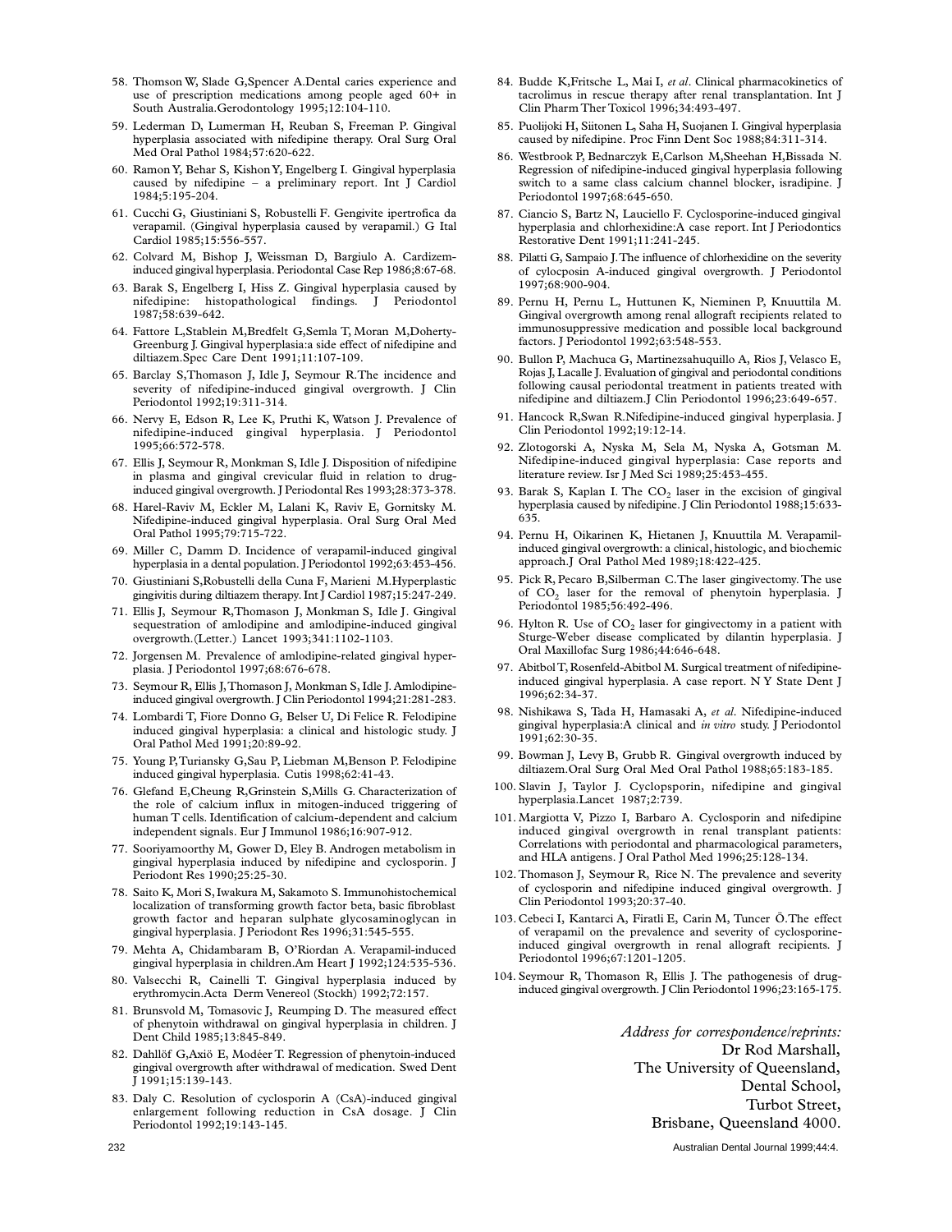58. Thomson W, Slade G,Spencer A.Dental caries experience and use of prescription medications among people aged 60+ in South Australia.Gerodontology 1995;12:104-110.

59. Lederman D, Lumerman H, Reuban S, Freeman P. Gingival hyperplasia associated with nifedipine therapy. Oral Surg Oral Med Oral Pathol 1984;57:620-622.

60. Ramon Y, Behar S, Kishon Y, Engelberg I. Gingival hyperplasia caused by nifedipine – a preliminary report. Int J Cardiol 1984;5:195-204.

61. Cucchi G, Giustiniani S, Robustelli F. Gengivite ipertrofica da verapamil. (Gingival hyperplasia caused by verapamil.) G Ital Cardiol 1985;15:556-557.

62. Colvard M, Bishop J, Weissman D, Bargiulo A. Cardizem-induced gingival hyperplasia. Periodontal Case Rep 1986;8:67-68.

63. Barak S, Engelberg I, Hiss Z. Gingival hyperplasia caused by nifedipine: histopathological findings. J Periodontol 1987;58:639-642.

64. Fattore L,Stablein M,Bredfelt G,Semla T, Moran M,Doherty-Greenburg J. Gingival hyperplasia:a side effect of nifedipine and diltiazem.Spec Care Dent 1991;11:107-109.

65. Barclay S,Thomason J, Idle J, Seymour R.The incidence and severity of nifedipine-induced gingival overgrowth. J Clin Periodontol 1992;19:311-314.

66. Nervy E, Edson R, Lee K, Pruthi K, Watson J. Prevalence of nifedipine-induced gingival hyperplasia. J Periodontol 1995;66:572-578.

67. Ellis J, Seymour R, Monkman S, Idle J. Disposition of nifedipine in plasma and gingival crevicular fluid in relation to drug-induced gingival overgrowth. J Periodontal Res 1993;28:373-378.

68. Harel-Raviv M, Eckler M, Lalani K, Raviv E, Gornitsky M. Nifedipine-induced gingival hyperplasia. Oral Surg Oral Med Oral Pathol 1995;79:715-722.

69. Miller C, Damm D. Incidence of verapamil-induced gingival hyperplasia in a dental population. J Periodontol 1992;63:453-456.

70. Giustiniani S,Robustelli della Cuna F, Marieni M.Hyperplastic gingivitis during diltiazem therapy. Int J Cardiol 1987;15:247-249.

71. Ellis J, Seymour R,Thomason J, Monkman S, Idle J. Gingival sequestration of amlodipine and amlodipine-induced gingival overgrowth.(Letter.) Lancet 1993;341:1102-1103.

72. Jorgensen M. Prevalence of amlodipine-related gingival hyperplasia. J Periodontol 1997;68:676-678.

73. Seymour R, Ellis J, Thomason J, Monkman S, Idle J. Amlodipine-induced gingival overgrowth. J Clin Periodontol 1994;21:281-283.

74. Lombardi T, Fiore Donno G, Belser U, Di Felice R. Felodipine induced gingival hyperplasia: a clinical and histologic study. J Oral Pathol Med 1991;20:89-92.

75. Young P,Turiansky G,Sau P, Liebman M,Benson P. Felodipine induced gingival hyperplasia. Cutis 1998;62:41-43.

76. Glefand E,Cheung R,Grinstein S,Mills G. Characterization of the role of calcium influx in mitogen-induced triggering of human T cells. Identification of calcium-dependent and calcium independent signals. Eur J Immunol 1986;16:907-912.

77. Sooriyamoorthy M, Gower D, Eley B. Androgen metabolism in gingival hyperplasia induced by nifedipine and cyclosporin. J Periodont Res 1990;25:25-30.

78. Saito K, Mori S, Iwakura M, Sakamoto S. Immunohistochemical localization of transforming growth factor beta, basic fibroblast growth factor and heparan sulphate glycosaminoglycan in gingival hyperplasia. J Periodont Res 1996;31:545-555.

79. Mehta A, Chidambaram B, O'Riordan A. Verapamil-induced gingival hyperplasia in children.Am Heart J 1992;124:535-536.

80. Valsecchi R, Cainelli T. Gingival hyperplasia induced by erythromycin.Acta Derm Venereol (Stockh) 1992;72:157.

81. Brunsvold M, Tomasovic J, Reumping D. The measured effect of phenytoin withdrawal on gingival hyperplasia in children. J Dent Child 1985;13:845-849.

82. Dahllöf G,Axiö E, Modéer T. Regression of phenytoin-induced gingival overgrowth after withdrawal of medication. Swed Dent J 1991;15:139-143.

83. Daly C. Resolution of cyclosporin A (CsA)-induced gingival enlargement following reduction in CsA dosage. J Clin Periodontol 1992;19:143-145.

84. Budde K,Fritsche L, Mai I, *et al*. Clinical pharmacokinetics of tacrolimus in rescue therapy after renal transplantation. Int J Clin Pharm Ther Toxicol 1996;34:493-497.

85. Puolijoki H, Siitonen L, Saha H, Suojanen I. Gingival hyperplasia caused by nifedipine. Proc Finn Dent Soc 1988;84:311-314.

86. Westbrook P, Bednarczyk E,Carlson M,Sheehan H,Bissada N. Regression of nifedipine-induced gingival hyperplasia following switch to a same class calcium channel blocker, isradipine. J Periodontol 1997;68:645-650.

87. Ciancio S, Bartz N, Lauciello F. Cyclosporine-induced gingival hyperplasia and chlorhexidine:A case report. Int J Periodontics Restorative Dent 1991;11:241-245.

88. Pilatti G, Sampaio J.The influence of chlorhexidine on the severity of cylocposin A-induced gingival overgrowth. J Periodontol 1997;68:900-904.

89. Pernu H, Pernu L, Huttunen K, Nieminen P, Knuuttila M. Gingival overgrowth among renal allograft recipients related to immunosuppressive medication and possible local background factors. J Periodontol 1992;63:548-553.

90. Bullon P, Machuca G, Martinezsahuquillo A, Rios J, Velasco E, Rojas J, Lacalle J. Evaluation of gingival and periodontal conditions following causal periodontal treatment in patients treated with nifedipine and diltiazem.J Clin Periodontol 1996;23:649-657.

91. Hancock R,Swan R.Nifedipine-induced gingival hyperplasia. J Clin Periodontol 1992;19:12-14.

92. Zlotogorski A, Nyska M, Sela M, Nyska A, Gotsman M. Nifedipine-induced gingival hyperplasia: Case reports and literature review. Isr J Med Sci 1989;25:453-455.

93. Barak S, Kaplan I. The $CO_2$ laser in the excision of gingival hyperplasia caused by nifedipine. J Clin Periodontol 1988;15:633-635.

94. Pernu H, Oikarinen K, Hietanen J, Knuuttila M. Verapamil-induced gingival overgrowth: a clinical, histologic, and biochemic approach.J Oral Pathol Med 1989;18:422-425.

95. Pick R, Pecaro B,Silberman C.The laser gingivectomy.The use of $CO_2$ laser for the removal of phenytoin hyperplasia. J Periodontol 1985;56:492-496.

96. Hylton R. Use of $CO_2$ laser for gingivectomy in a patient with Sturge-Weber disease complicated by dilantin hyperplasia. J Oral Maxillofac Surg 1986;44:646-648.

97. Abitbol T, Rosenfeld-Abitbol M. Surgical treatment of nifedipine-induced gingival hyperplasia. A case report. N Y State Dent J 1996;62:34-37.

98. Nishikawa S, Tada H, Hamasaki A, *et al*. Nifedipine-induced gingival hyperplasia:A clinical and *in vitro* study. J Periodontol 1991;62:30-35.

99. Bowman J, Levy B, Grubb R. Gingival overgrowth induced by diltiazem.Oral Surg Oral Med Oral Pathol 1988;65:183-185.

100. Slavin J, Taylor J. Cyclopsporin, nifedipine and gingival hyperplasia.Lancet 1987;2:739.

101. Margiotta V, Pizzo I, Barbaro A. Cyclosporin and nifedipine induced gingival overgrowth in renal transplant patients: Correlations with periodontal and pharmacological parameters, and HLA antigens. J Oral Pathol Med 1996;25:128-134.

102. Thomason J, Seymour R, Rice N. The prevalence and severity of cyclosporin and nifedipine induced gingival overgrowth. J Clin Periodontol 1993;20:37-40.

103. Cebeci I, Kantarci A, Firatli E, Carin M, Tuncer Ö.The effect of verapamil on the prevalence and severity of cyclosporine-induced gingival overgrowth in renal allograft recipients. J Periodontol 1996;67:1201-1205.

104. Seymour R, Thomason R, Ellis J. The pathogenesis of drug-induced gingival overgrowth. J Clin Periodontol 1996;23:165-175.

*Address for correspondence/reprints:*
Dr Rod Marshall,
The University of Queensland,
Dental School,
Turbot Street,
Brisbane, Queensland 4000.